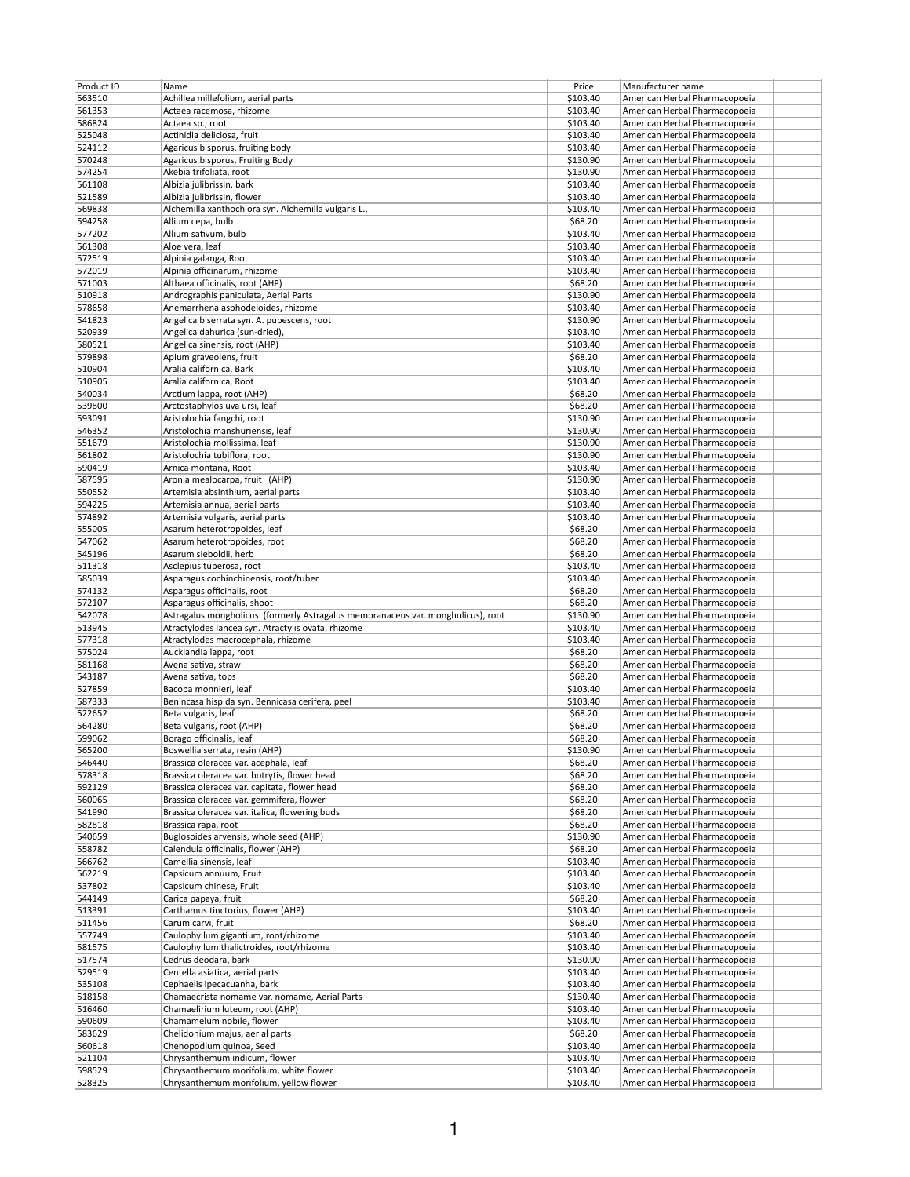| Product ID | Name | Price | Manufacturer name | |
|---|---|---|---|---|
| 563510 | Achillea millefolium, aerial parts | $103.40 | American Herbal Pharmacopoeia | |
| 561353 | Actaea racemosa, rhizome | $103.40 | American Herbal Pharmacopoeia | |
| 586824 | Actaea sp., root | $103.40 | American Herbal Pharmacopoeia | |
| 525048 | Actinidia deliciosa, fruit | $103.40 | American Herbal Pharmacopoeia | |
| 524112 | Agaricus bisporus, fruiting body | $103.40 | American Herbal Pharmacopoeia | |
| 570248 | Agaricus bisporus, Fruiting Body | $130.90 | American Herbal Pharmacopoeia | |
| 574254 | Akebia trifoliata, root | $130.90 | American Herbal Pharmacopoeia | |
| 561108 | Albizia julibrissin, bark | $103.40 | American Herbal Pharmacopoeia | |
| 521589 | Albizia julibrissin, flower | $103.40 | American Herbal Pharmacopoeia | |
| 569838 | Alchemilla xanthochlora syn. Alchemilla vulgaris L., | $103.40 | American Herbal Pharmacopoeia | |
| 594258 | Allium cepa, bulb | $68.20 | American Herbal Pharmacopoeia | |
| 577202 | Allium sativum, bulb | $103.40 | American Herbal Pharmacopoeia | |
| 561308 | Aloe vera, leaf | $103.40 | American Herbal Pharmacopoeia | |
| 572519 | Alpinia galanga, Root | $103.40 | American Herbal Pharmacopoeia | |
| 572019 | Alpinia officinarum, rhizome | $103.40 | American Herbal Pharmacopoeia | |
| 571003 | Althaea officinalis, root (AHP) | $68.20 | American Herbal Pharmacopoeia | |
| 510918 | Andrographis paniculata, Aerial Parts | $130.90 | American Herbal Pharmacopoeia | |
| 578658 | Anemarrhena asphodeloides, rhizome | $103.40 | American Herbal Pharmacopoeia | |
| 541823 | Angelica biserrata syn. A. pubescens, root | $130.90 | American Herbal Pharmacopoeia | |
| 520939 | Angelica dahurica (sun-dried), | $103.40 | American Herbal Pharmacopoeia | |
| 580521 | Angelica sinensis, root (AHP) | $103.40 | American Herbal Pharmacopoeia | |
| 579898 | Apium graveolens, fruit | $68.20 | American Herbal Pharmacopoeia | |
| 510904 | Aralia californica, Bark | $103.40 | American Herbal Pharmacopoeia | |
| 510905 | Aralia californica, Root | $103.40 | American Herbal Pharmacopoeia | |
| 540034 | Arctium lappa, root (AHP) | $68.20 | American Herbal Pharmacopoeia | |
| 539800 | Arctostaphylos uva ursi, leaf | $68.20 | American Herbal Pharmacopoeia | |
| 593091 | Aristolochia fangchi, root | $130.90 | American Herbal Pharmacopoeia | |
| 546352 | Aristolochia manshuriensis, leaf | $130.90 | American Herbal Pharmacopoeia | |
| 551679 | Aristolochia mollissima, leaf | $130.90 | American Herbal Pharmacopoeia | |
| 561802 | Aristolochia tubiflora, root | $130.90 | American Herbal Pharmacopoeia | |
| 590419 | Arnica montana, Root | $103.40 | American Herbal Pharmacopoeia | |
| 587595 | Aronia mealocarpa, fruit (AHP) | $130.90 | American Herbal Pharmacopoeia | |
| 550552 | Artemisia absinthium, aerial parts | $103.40 | American Herbal Pharmacopoeia | |
| 594225 | Artemisia annua, aerial parts | $103.40 | American Herbal Pharmacopoeia | |
| 574892 | Artemisia vulgaris, aerial parts | $103.40 | American Herbal Pharmacopoeia | |
| 555005 | Asarum heterotropoides, leaf | $68.20 | American Herbal Pharmacopoeia | |
| 547062 | Asarum heterotropoides, root | $68.20 | American Herbal Pharmacopoeia | |
| 545196 | Asarum sieboldii, herb | $68.20 | American Herbal Pharmacopoeia | |
| 511318 | Asclepius tuberosa, root | $103.40 | American Herbal Pharmacopoeia | |
| 585039 | Asparagus cochinchinensis, root/tuber | $103.40 | American Herbal Pharmacopoeia | |
| 574132 | Asparagus officinalis, root | $68.20 | American Herbal Pharmacopoeia | |
| 572107 | Asparagus officinalis, shoot | $68.20 | American Herbal Pharmacopoeia | |
| 542078 | Astragalus mongholicus (formerly Astragalus membranaceus var. mongholicus), root | $130.90 | American Herbal Pharmacopoeia | |
| 513945 | Atractylodes lancea syn. Atractylis ovata, rhizome | $103.40 | American Herbal Pharmacopoeia | |
| 577318 | Atractylodes macrocephala, rhizome | $103.40 | American Herbal Pharmacopoeia | |
| 575024 | Aucklandia lappa, root | $68.20 | American Herbal Pharmacopoeia | |
| 581168 | Avena sativa, straw | $68.20 | American Herbal Pharmacopoeia | |
| 543187 | Avena sativa, tops | $68.20 | American Herbal Pharmacopoeia | |
| 527859 | Bacopa monnieri, leaf | $103.40 | American Herbal Pharmacopoeia | |
| 587333 | Benincasa hispida syn. Bennicasa cerifera, peel | $103.40 | American Herbal Pharmacopoeia | |
| 522652 | Beta vulgaris, leaf | $68.20 | American Herbal Pharmacopoeia | |
| 564280 | Beta vulgaris, root (AHP) | $68.20 | American Herbal Pharmacopoeia | |
| 599062 | Borago officinalis, leaf | $68.20 | American Herbal Pharmacopoeia | |
| 565200 | Boswellia serrata, resin (AHP) | $130.90 | American Herbal Pharmacopoeia | |
| 546440 | Brassica oleracea var. acephala, leaf | $68.20 | American Herbal Pharmacopoeia | |
| 578318 | Brassica oleracea var. botrytis, flower head | $68.20 | American Herbal Pharmacopoeia | |
| 592129 | Brassica oleracea var. capitata, flower head | $68.20 | American Herbal Pharmacopoeia | |
| 560065 | Brassica oleracea var. gemmifera, flower | $68.20 | American Herbal Pharmacopoeia | |
| 541990 | Brassica oleracea var. italica, flowering buds | $68.20 | American Herbal Pharmacopoeia | |
| 582818 | Brassica rapa, root | $68.20 | American Herbal Pharmacopoeia | |
| 540659 | Buglosoides arvensis, whole seed (AHP) | $130.90 | American Herbal Pharmacopoeia | |
| 558782 | Calendula officinalis, flower (AHP) | $68.20 | American Herbal Pharmacopoeia | |
| 566762 | Camellia sinensis, leaf | $103.40 | American Herbal Pharmacopoeia | |
| 562219 | Capsicum annuum, Fruit | $103.40 | American Herbal Pharmacopoeia | |
| 537802 | Capsicum chinese, Fruit | $103.40 | American Herbal Pharmacopoeia | |
| 544149 | Carica papaya, fruit | $68.20 | American Herbal Pharmacopoeia | |
| 513391 | Carthamus tinctorius, flower (AHP) | $103.40 | American Herbal Pharmacopoeia | |
| 511456 | Carum carvi, fruit | $68.20 | American Herbal Pharmacopoeia | |
| 557749 | Caulophyllum gigantium, root/rhizome | $103.40 | American Herbal Pharmacopoeia | |
| 581575 | Caulophyllum thalictroides, root/rhizome | $103.40 | American Herbal Pharmacopoeia | |
| 517574 | Cedrus deodara, bark | $130.90 | American Herbal Pharmacopoeia | |
| 529519 | Centella asiatica, aerial parts | $103.40 | American Herbal Pharmacopoeia | |
| 535108 | Cephaelis ipecacuanha, bark | $103.40 | American Herbal Pharmacopoeia | |
| 518158 | Chamaecrista nomame var. nomame, Aerial Parts | $130.40 | American Herbal Pharmacopoeia | |
| 516460 | Chamaelirium luteum, root (AHP) | $103.40 | American Herbal Pharmacopoeia | |
| 590609 | Chamamelum nobile, flower | $103.40 | American Herbal Pharmacopoeia | |
| 583629 | Chelidonium majus, aerial parts | $68.20 | American Herbal Pharmacopoeia | |
| 560618 | Chenopodium quinoa, Seed | $103.40 | American Herbal Pharmacopoeia | |
| 521104 | Chrysanthemum indicum, flower | $103.40 | American Herbal Pharmacopoeia | |
| 598529 | Chrysanthemum morifolium, white flower | $103.40 | American Herbal Pharmacopoeia | |
| 528325 | Chrysanthemum morifolium, yellow flower | $103.40 | American Herbal Pharmacopoeia | |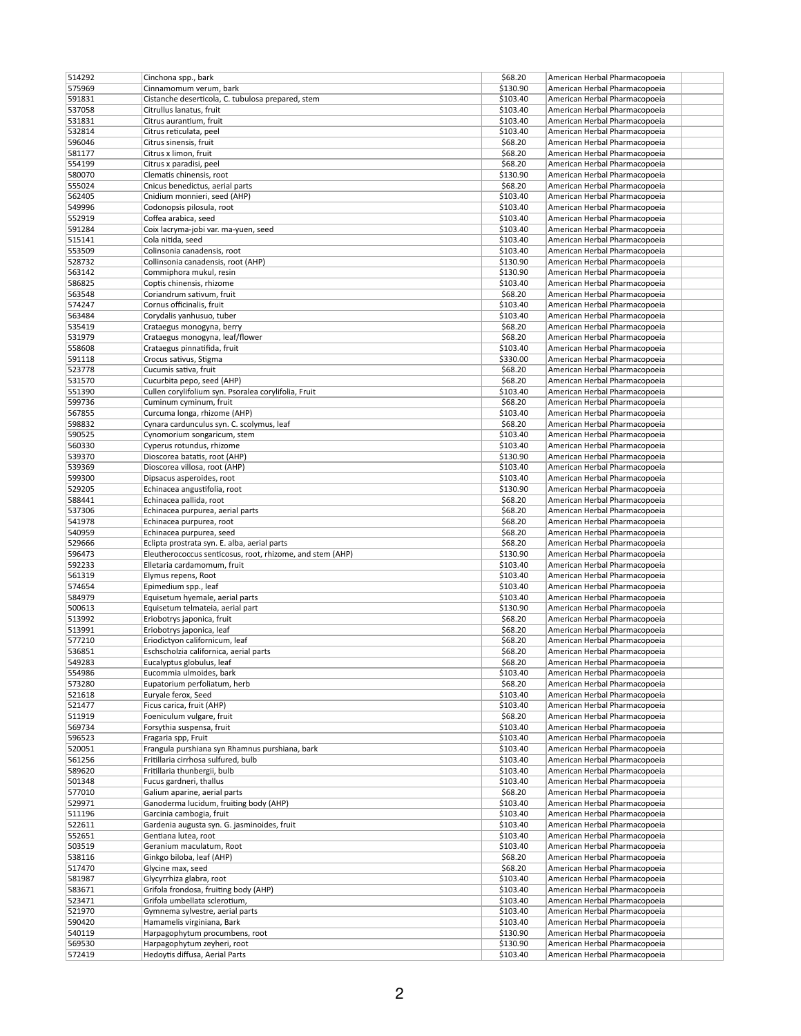| | | | | |
|---|---|---|---|---|
| 514292 | Cinchona spp., bark | $68.20 | American Herbal Pharmacopoeia | |
| 575969 | Cinnamomum verum, bark | $130.90 | American Herbal Pharmacopoeia | |
| 591831 | Cistanche deserticola, C. tubulosa prepared, stem | $103.40 | American Herbal Pharmacopoeia | |
| 537058 | Citrullus lanatus, fruit | $103.40 | American Herbal Pharmacopoeia | |
| 531831 | Citrus aurantium, fruit | $103.40 | American Herbal Pharmacopoeia | |
| 532814 | Citrus reticulata, peel | $103.40 | American Herbal Pharmacopoeia | |
| 596046 | Citrus sinensis, fruit | $68.20 | American Herbal Pharmacopoeia | |
| 581177 | Citrus x limon, fruit | $68.20 | American Herbal Pharmacopoeia | |
| 554199 | Citrus x paradisi, peel | $68.20 | American Herbal Pharmacopoeia | |
| 580070 | Clematis chinensis, root | $130.90 | American Herbal Pharmacopoeia | |
| 555024 | Cnicus benedictus, aerial parts | $68.20 | American Herbal Pharmacopoeia | |
| 562405 | Cnidium monnieri, seed (AHP) | $103.40 | American Herbal Pharmacopoeia | |
| 549996 | Codonopsis pilosula, root | $103.40 | American Herbal Pharmacopoeia | |
| 552919 | Coffea arabica, seed | $103.40 | American Herbal Pharmacopoeia | |
| 591284 | Coix lacryma-jobi var. ma-yuen, seed | $103.40 | American Herbal Pharmacopoeia | |
| 515141 | Cola nitida, seed | $103.40 | American Herbal Pharmacopoeia | |
| 553509 | Colinsonia canadensis, root | $103.40 | American Herbal Pharmacopoeia | |
| 528732 | Collinsonia canadensis, root (AHP) | $130.90 | American Herbal Pharmacopoeia | |
| 563142 | Commiphora mukul, resin | $130.90 | American Herbal Pharmacopoeia | |
| 586825 | Coptis chinensis, rhizome | $103.40 | American Herbal Pharmacopoeia | |
| 563548 | Coriandrum sativum, fruit | $68.20 | American Herbal Pharmacopoeia | |
| 574247 | Cornus officinalis, fruit | $103.40 | American Herbal Pharmacopoeia | |
| 563484 | Corydalis yanhusuo, tuber | $103.40 | American Herbal Pharmacopoeia | |
| 535419 | Crataegus monogyna, berry | $68.20 | American Herbal Pharmacopoeia | |
| 531979 | Crataegus monogyna, leaf/flower | $68.20 | American Herbal Pharmacopoeia | |
| 558608 | Crataegus pinnatifida, fruit | $103.40 | American Herbal Pharmacopoeia | |
| 591118 | Crocus sativus, Stigma | $330.00 | American Herbal Pharmacopoeia | |
| 523778 | Cucumis sativa, fruit | $68.20 | American Herbal Pharmacopoeia | |
| 531570 | Cucurbita pepo, seed (AHP) | $68.20 | American Herbal Pharmacopoeia | |
| 551390 | Cullen corylifolium syn. Psoralea corylifolia, Fruit | $103.40 | American Herbal Pharmacopoeia | |
| 599736 | Cuminum cyminum, fruit | $68.20 | American Herbal Pharmacopoeia | |
| 567855 | Curcuma longa, rhizome (AHP) | $103.40 | American Herbal Pharmacopoeia | |
| 598832 | Cynara cardunculus syn. C. scolymus, leaf | $68.20 | American Herbal Pharmacopoeia | |
| 590525 | Cynomorium songaricum, stem | $103.40 | American Herbal Pharmacopoeia | |
| 560330 | Cyperus rotundus, rhizome | $103.40 | American Herbal Pharmacopoeia | |
| 539370 | Dioscorea batatis, root (AHP) | $130.90 | American Herbal Pharmacopoeia | |
| 539369 | Dioscorea villosa, root (AHP) | $103.40 | American Herbal Pharmacopoeia | |
| 599300 | Dipsacus asperoides, root | $103.40 | American Herbal Pharmacopoeia | |
| 529205 | Echinacea angustifolia, root | $130.90 | American Herbal Pharmacopoeia | |
| 588441 | Echinacea pallida, root | $68.20 | American Herbal Pharmacopoeia | |
| 537306 | Echinacea purpurea, aerial parts | $68.20 | American Herbal Pharmacopoeia | |
| 541978 | Echinacea purpurea, root | $68.20 | American Herbal Pharmacopoeia | |
| 540959 | Echinacea purpurea, seed | $68.20 | American Herbal Pharmacopoeia | |
| 529666 | Eclipta prostrata syn. E. alba, aerial parts | $68.20 | American Herbal Pharmacopoeia | |
| 596473 | Eleutherococcus senticosus, root, rhizome, and stem (AHP) | $130.90 | American Herbal Pharmacopoeia | |
| 592233 | Elletaria cardamomum, fruit | $103.40 | American Herbal Pharmacopoeia | |
| 561319 | Elymus repens, Root | $103.40 | American Herbal Pharmacopoeia | |
| 574654 | Epimedium spp., leaf | $103.40 | American Herbal Pharmacopoeia | |
| 584979 | Equisetum hyemale, aerial parts | $103.40 | American Herbal Pharmacopoeia | |
| 500613 | Equisetum telmateia, aerial part | $130.90 | American Herbal Pharmacopoeia | |
| 513992 | Eriobotrys japonica, fruit | $68.20 | American Herbal Pharmacopoeia | |
| 513991 | Eriobotrys japonica, leaf | $68.20 | American Herbal Pharmacopoeia | |
| 577210 | Eriodictyon californicum, leaf | $68.20 | American Herbal Pharmacopoeia | |
| 536851 | Eschscholzia californica, aerial parts | $68.20 | American Herbal Pharmacopoeia | |
| 549283 | Eucalyptus globulus, leaf | $68.20 | American Herbal Pharmacopoeia | |
| 554986 | Eucommia ulmoides, bark | $103.40 | American Herbal Pharmacopoeia | |
| 573280 | Eupatorium perfoliatum, herb | $68.20 | American Herbal Pharmacopoeia | |
| 521618 | Euryale ferox, Seed | $103.40 | American Herbal Pharmacopoeia | |
| 521477 | Ficus carica, fruit (AHP) | $103.40 | American Herbal Pharmacopoeia | |
| 511919 | Foeniculum vulgare, fruit | $68.20 | American Herbal Pharmacopoeia | |
| 569734 | Forsythia suspensa, fruit | $103.40 | American Herbal Pharmacopoeia | |
| 596523 | Fragaria spp, Fruit | $103.40 | American Herbal Pharmacopoeia | |
| 520051 | Frangula purshiana syn Rhamnus purshiana, bark | $103.40 | American Herbal Pharmacopoeia | |
| 561256 | Fritillaria cirrhosa sulfured, bulb | $103.40 | American Herbal Pharmacopoeia | |
| 589620 | Fritillaria thunbergii, bulb | $103.40 | American Herbal Pharmacopoeia | |
| 501348 | Fucus gardneri, thallus | $103.40 | American Herbal Pharmacopoeia | |
| 577010 | Galium aparine, aerial parts | $68.20 | American Herbal Pharmacopoeia | |
| 529971 | Ganoderma lucidum, fruiting body (AHP) | $103.40 | American Herbal Pharmacopoeia | |
| 511196 | Garcinia cambogia, fruit | $103.40 | American Herbal Pharmacopoeia | |
| 522611 | Gardenia augusta syn. G. jasminoides, fruit | $103.40 | American Herbal Pharmacopoeia | |
| 552651 | Gentiana lutea, root | $103.40 | American Herbal Pharmacopoeia | |
| 503519 | Geranium maculatum, Root | $103.40 | American Herbal Pharmacopoeia | |
| 538116 | Ginkgo biloba, leaf (AHP) | $68.20 | American Herbal Pharmacopoeia | |
| 517470 | Glycine max, seed | $68.20 | American Herbal Pharmacopoeia | |
| 581987 | Glycyrrhiza glabra, root | $103.40 | American Herbal Pharmacopoeia | |
| 583671 | Grifola frondosa, fruiting body (AHP) | $103.40 | American Herbal Pharmacopoeia | |
| 523471 | Grifola umbellata sclerotium, | $103.40 | American Herbal Pharmacopoeia | |
| 521970 | Gymnema sylvestre, aerial parts | $103.40 | American Herbal Pharmacopoeia | |
| 590420 | Hamamelis virginiana, Bark | $103.40 | American Herbal Pharmacopoeia | |
| 540119 | Harpagophytum procumbens, root | $130.90 | American Herbal Pharmacopoeia | |
| 569530 | Harpagophytum zeyheri, root | $130.90 | American Herbal Pharmacopoeia | |
| 572419 | Hedoytis diffusa, Aerial Parts | $103.40 | American Herbal Pharmacopoeia | |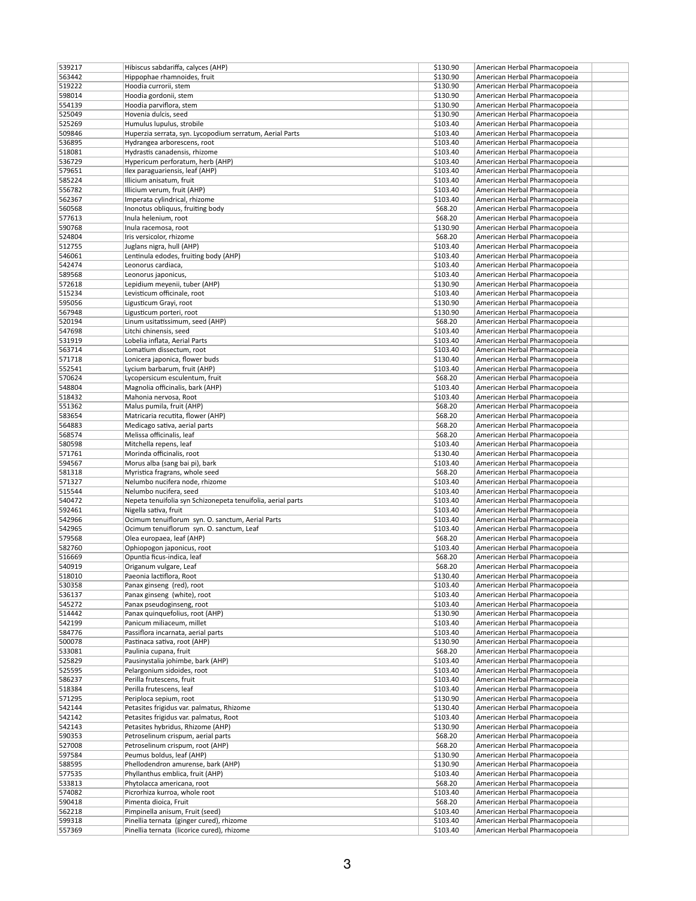| | | | | |
|---|---|---|---|---|
| 539217 | Hibiscus sabdariffa, calyces (AHP) | $130.90 | American Herbal Pharmacopoeia | |
| 563442 | Hippophae rhamnoides, fruit | $130.90 | American Herbal Pharmacopoeia | |
| 519222 | Hoodia currorii, stem | $130.90 | American Herbal Pharmacopoeia | |
| 598014 | Hoodia gordonii, stem | $130.90 | American Herbal Pharmacopoeia | |
| 554139 | Hoodia parviflora, stem | $130.90 | American Herbal Pharmacopoeia | |
| 525049 | Hovenia dulcis, seed | $130.90 | American Herbal Pharmacopoeia | |
| 525269 | Humulus lupulus, strobile | $103.40 | American Herbal Pharmacopoeia | |
| 509846 | Huperzia serrata, syn. Lycopodium serratum, Aerial Parts | $103.40 | American Herbal Pharmacopoeia | |
| 536895 | Hydrangea arborescens, root | $103.40 | American Herbal Pharmacopoeia | |
| 518081 | Hydrastis canadensis, rhizome | $103.40 | American Herbal Pharmacopoeia | |
| 536729 | Hypericum perforatum, herb (AHP) | $103.40 | American Herbal Pharmacopoeia | |
| 579651 | Ilex paraguariensis, leaf (AHP) | $103.40 | American Herbal Pharmacopoeia | |
| 585224 | Illicium anisatum, fruit | $103.40 | American Herbal Pharmacopoeia | |
| 556782 | Illicium verum, fruit (AHP) | $103.40 | American Herbal Pharmacopoeia | |
| 562367 | Imperata cylindrical, rhizome | $103.40 | American Herbal Pharmacopoeia | |
| 560568 | Inonotus obliquus, fruiting body | $68.20 | American Herbal Pharmacopoeia | |
| 577613 | Inula helenium, root | $68.20 | American Herbal Pharmacopoeia | |
| 590768 | Inula racemosa, root | $130.90 | American Herbal Pharmacopoeia | |
| 524804 | Iris versicolor, rhizome | $68.20 | American Herbal Pharmacopoeia | |
| 512755 | Juglans nigra, hull (AHP) | $103.40 | American Herbal Pharmacopoeia | |
| 546061 | Lentinula edodes, fruiting body (AHP) | $103.40 | American Herbal Pharmacopoeia | |
| 542474 | Leonorus cardiaca, | $103.40 | American Herbal Pharmacopoeia | |
| 589568 | Leonorus japonicus, | $103.40 | American Herbal Pharmacopoeia | |
| 572618 | Lepidium meyenii, tuber (AHP) | $130.90 | American Herbal Pharmacopoeia | |
| 515234 | Levisticum officinale, root | $103.40 | American Herbal Pharmacopoeia | |
| 595056 | Ligusticum Grayi, root | $130.90 | American Herbal Pharmacopoeia | |
| 567948 | Ligusticum porteri, root | $130.90 | American Herbal Pharmacopoeia | |
| 520194 | Linum usitatissimum, seed (AHP) | $68.20 | American Herbal Pharmacopoeia | |
| 547698 | Litchi chinensis, seed | $103.40 | American Herbal Pharmacopoeia | |
| 531919 | Lobelia inflata, Aerial Parts | $103.40 | American Herbal Pharmacopoeia | |
| 563714 | Lomatium dissectum, root | $103.40 | American Herbal Pharmacopoeia | |
| 571718 | Lonicera japonica, flower buds | $130.40 | American Herbal Pharmacopoeia | |
| 552541 | Lycium barbarum, fruit (AHP) | $103.40 | American Herbal Pharmacopoeia | |
| 570624 | Lycopersicum esculentum, fruit | $68.20 | American Herbal Pharmacopoeia | |
| 548804 | Magnolia officinalis, bark (AHP) | $103.40 | American Herbal Pharmacopoeia | |
| 518432 | Mahonia nervosa, Root | $103.40 | American Herbal Pharmacopoeia | |
| 551362 | Malus pumila, fruit (AHP) | $68.20 | American Herbal Pharmacopoeia | |
| 583654 | Matricaria recutita, flower (AHP) | $68.20 | American Herbal Pharmacopoeia | |
| 564883 | Medicago sativa, aerial parts | $68.20 | American Herbal Pharmacopoeia | |
| 568574 | Melissa officinalis, leaf | $68.20 | American Herbal Pharmacopoeia | |
| 580598 | Mitchella repens, leaf | $103.40 | American Herbal Pharmacopoeia | |
| 571761 | Morinda officinalis, root | $130.40 | American Herbal Pharmacopoeia | |
| 594567 | Morus alba (sang bai pi), bark | $103.40 | American Herbal Pharmacopoeia | |
| 581318 | Myristica fragrans, whole seed | $68.20 | American Herbal Pharmacopoeia | |
| 571327 | Nelumbo nucifera node, rhizome | $103.40 | American Herbal Pharmacopoeia | |
| 515544 | Nelumbo nucifera, seed | $103.40 | American Herbal Pharmacopoeia | |
| 540472 | Nepeta tenuifolia syn Schizonepeta tenuifolia, aerial parts | $103.40 | American Herbal Pharmacopoeia | |
| 592461 | Nigella sativa, fruit | $103.40 | American Herbal Pharmacopoeia | |
| 542966 | Ocimum tenuiflorum syn. O. sanctum, Aerial Parts | $103.40 | American Herbal Pharmacopoeia | |
| 542965 | Ocimum tenuiflorum syn. O. sanctum, Leaf | $103.40 | American Herbal Pharmacopoeia | |
| 579568 | Olea europaea, leaf (AHP) | $68.20 | American Herbal Pharmacopoeia | |
| 582760 | Ophiopogon japonicus, root | $103.40 | American Herbal Pharmacopoeia | |
| 516669 | Opuntia ficus-indica, leaf | $68.20 | American Herbal Pharmacopoeia | |
| 540919 | Origanum vulgare, Leaf | $68.20 | American Herbal Pharmacopoeia | |
| 518010 | Paeonia lactiflora, Root | $130.40 | American Herbal Pharmacopoeia | |
| 530358 | Panax ginseng (red), root | $103.40 | American Herbal Pharmacopoeia | |
| 536137 | Panax ginseng (white), root | $103.40 | American Herbal Pharmacopoeia | |
| 545272 | Panax pseudoginseng, root | $103.40 | American Herbal Pharmacopoeia | |
| 514442 | Panax quinquefolius, root (AHP) | $130.90 | American Herbal Pharmacopoeia | |
| 542199 | Panicum miliaceum, millet | $103.40 | American Herbal Pharmacopoeia | |
| 584776 | Passiflora incarnata, aerial parts | $103.40 | American Herbal Pharmacopoeia | |
| 500078 | Pastinaca sativa, root (AHP) | $130.90 | American Herbal Pharmacopoeia | |
| 533081 | Paulinia cupana, fruit | $68.20 | American Herbal Pharmacopoeia | |
| 525829 | Pausinystalia johimbe, bark (AHP) | $103.40 | American Herbal Pharmacopoeia | |
| 525595 | Pelargonium sidoides, root | $103.40 | American Herbal Pharmacopoeia | |
| 586237 | Perilla frutescens, fruit | $103.40 | American Herbal Pharmacopoeia | |
| 518384 | Perilla frutescens, leaf | $103.40 | American Herbal Pharmacopoeia | |
| 571295 | Periploca sepium, root | $130.90 | American Herbal Pharmacopoeia | |
| 542144 | Petasites frigidus var. palmatus, Rhizome | $130.40 | American Herbal Pharmacopoeia | |
| 542142 | Petasites frigidus var. palmatus, Root | $103.40 | American Herbal Pharmacopoeia | |
| 542143 | Petasites hybridus, Rhizome (AHP) | $130.90 | American Herbal Pharmacopoeia | |
| 590353 | Petroselinum crispum, aerial parts | $68.20 | American Herbal Pharmacopoeia | |
| 527008 | Petroselinum crispum, root (AHP) | $68.20 | American Herbal Pharmacopoeia | |
| 597584 | Peumus boldus, leaf (AHP) | $130.90 | American Herbal Pharmacopoeia | |
| 588595 | Phellodendron amurense, bark (AHP) | $130.90 | American Herbal Pharmacopoeia | |
| 577535 | Phyllanthus emblica, fruit (AHP) | $103.40 | American Herbal Pharmacopoeia | |
| 533813 | Phytolacca americana, root | $68.20 | American Herbal Pharmacopoeia | |
| 574082 | Picrorhiza kurroa, whole root | $103.40 | American Herbal Pharmacopoeia | |
| 590418 | Pimenta dioica, Fruit | $68.20 | American Herbal Pharmacopoeia | |
| 562218 | Pimpinella anisum, Fruit (seed) | $103.40 | American Herbal Pharmacopoeia | |
| 599318 | Pinellia ternata (ginger cured), rhizome | $103.40 | American Herbal Pharmacopoeia | |
| 557369 | Pinellia ternata (licorice cured), rhizome | $103.40 | American Herbal Pharmacopoeia | |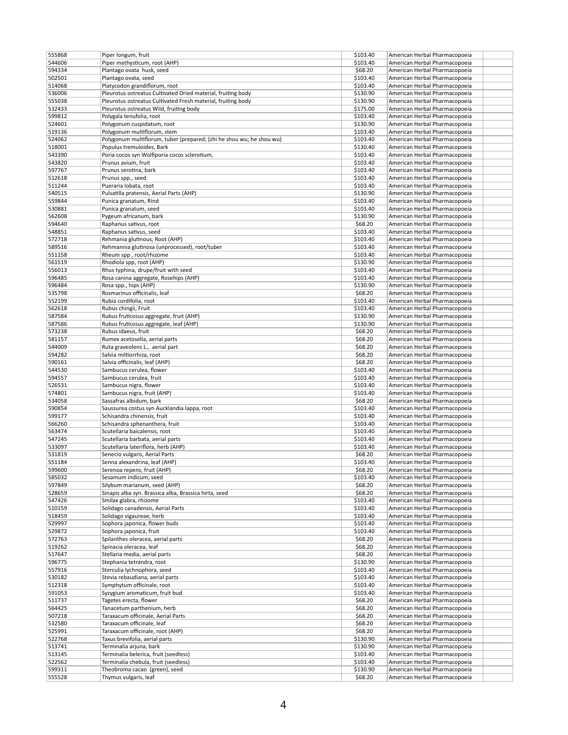| | | | | |
|---|---|---|---|---|
| 555868 | Piper longum, fruit | $103.40 | American Herbal Pharmacopoeia | |
| 544606 | Piper methysticum, root (AHP) | $103.40 | American Herbal Pharmacopoeia | |
| 594334 | Plantago ovata husk, seed | $68.20 | American Herbal Pharmacopoeia | |
| 502501 | Plantago ovata, seed | $103.40 | American Herbal Pharmacopoeia | |
| 514068 | Platycodon grandiflorum, root | $103.40 | American Herbal Pharmacopoeia | |
| 536006 | Pleurotus ostreatus Cultivated Dried material, fruiting body | $130.90 | American Herbal Pharmacopoeia | |
| 555038 | Pleurotus ostreatus Cultivated Fresh material, fruiting body | $130.90 | American Herbal Pharmacopoeia | |
| 532433 | Pleurotus ostreatus Wild, fruiting body | $175.00 | American Herbal Pharmacopoeia | |
| 599812 | Polygala tenufolia, root | $103.40 | American Herbal Pharmacopoeia | |
| 524601 | Polygonum cuspidatum, root | $130.90 | American Herbal Pharmacopoeia | |
| 519136 | Polygonum multiflorum, stem | $103.40 | American Herbal Pharmacopoeia | |
| 524062 | Polygonum multiflorum, tuber (prepared; (zhi he shou wu; he shou wu) | $103.40 | American Herbal Pharmacopoeia | |
| 518001 | Populus tremuloides, Bark | $130.40 | American Herbal Pharmacopoeia | |
| 543390 | Poria cocos syn Wolfiporia cocos sclerotium, | $103.40 | American Herbal Pharmacopoeia | |
| 543820 | Prunus avium, fruit | $103.40 | American Herbal Pharmacopoeia | |
| 597767 | Prunus serotina, bark | $103.40 | American Herbal Pharmacopoeia | |
| 512618 | Prunus spp., seed | $103.40 | American Herbal Pharmacopoeia | |
| 511244 | Pueraria lobata, root | $103.40 | American Herbal Pharmacopoeia | |
| 540515 | Pulsatilla pratensis, Aerial Parts (AHP) | $130.90 | American Herbal Pharmacopoeia | |
| 559844 | Punica granatum, Rind | $103.40 | American Herbal Pharmacopoeia | |
| 530881 | Punica granatum, seed | $103.40 | American Herbal Pharmacopoeia | |
| 562608 | Pygeum africanum, bark | $130.90 | American Herbal Pharmacopoeia | |
| 594640 | Raphanus sativus, root | $68.20 | American Herbal Pharmacopoeia | |
| 548851 | Raphanus sativus, seed | $103.40 | American Herbal Pharmacopoeia | |
| 572718 | Rehmania glutinous, Root (AHP) | $103.40 | American Herbal Pharmacopoeia | |
| 589516 | Rehmannia glutinosa (unprocessed), root/tuber | $103.40 | American Herbal Pharmacopoeia | |
| 551158 | Rheum spp , root/rhizome | $103.40 | American Herbal Pharmacopoeia | |
| 561519 | Rhodiola spp, root (AHP) | $130.90 | American Herbal Pharmacopoeia | |
| 556013 | Rhus typhina, drupe/fruit with seed | $103.40 | American Herbal Pharmacopoeia | |
| 596485 | Rosa canina aggregate, Rosehips (AHP) | $103.40 | American Herbal Pharmacopoeia | |
| 596484 | Rosa spp., hips (AHP) | $130.90 | American Herbal Pharmacopoeia | |
| 535798 | Rosmarinus officinalis, leaf | $68.20 | American Herbal Pharmacopoeia | |
| 552199 | Rubia cordifolia, root | $103.40 | American Herbal Pharmacopoeia | |
| 562618 | Rubus chingii, Fruit | $103.40 | American Herbal Pharmacopoeia | |
| 587584 | Rubus fruticosus aggregate, fruit (AHP) | $130.90 | American Herbal Pharmacopoeia | |
| 587586 | Rubus fruticosus aggregate, leaf (AHP) | $130.90 | American Herbal Pharmacopoeia | |
| 573238 | Rubus idaeus, fruit | $68.20 | American Herbal Pharmacopoeia | |
| 581157 | Rumex acetosella, aerial parts | $68.20 | American Herbal Pharmacopoeia | |
| 544009 | Ruta graveolens L., aerial part | $68.20 | American Herbal Pharmacopoeia | |
| 594282 | Salvia miltiorrhiza, root | $68.20 | American Herbal Pharmacopoeia | |
| 590161 | Salvia officinalis, leaf (AHP) | $68.20 | American Herbal Pharmacopoeia | |
| 544530 | Sambucus cerulea, flower | $103.40 | American Herbal Pharmacopoeia | |
| 594557 | Sambucus cerulea, fruit | $103.40 | American Herbal Pharmacopoeia | |
| 526531 | Sambucus nigra, flower | $103.40 | American Herbal Pharmacopoeia | |
| 574801 | Sambucus nigra, fruit (AHP) | $103.40 | American Herbal Pharmacopoeia | |
| 534058 | Sassafras albidum, bark | $68.20 | American Herbal Pharmacopoeia | |
| 590854 | Saussurea costus syn Aucklandia lappa, root | $103.40 | American Herbal Pharmacopoeia | |
| 599177 | Schisandra chinensis, fruit | $103.40 | American Herbal Pharmacopoeia | |
| 566260 | Schisandra sphenanthera, fruit | $103.40 | American Herbal Pharmacopoeia | |
| 563474 | Scutellaria baicalensis, root | $103.40 | American Herbal Pharmacopoeia | |
| 547245 | Scutellaria barbata, aerial parts | $103.40 | American Herbal Pharmacopoeia | |
| 533097 | Scutellaria lateriflora, herb (AHP) | $103.40 | American Herbal Pharmacopoeia | |
| 531819 | Senecio vulgaris, Aerial Parts | $68.20 | American Herbal Pharmacopoeia | |
| 551184 | Senna alexandrina, leaf (AHP) | $103.40 | American Herbal Pharmacopoeia | |
| 599600 | Serenoa repens, fruit (AHP) | $68.20 | American Herbal Pharmacopoeia | |
| 585032 | Sesamum indicum, seed | $103.40 | American Herbal Pharmacopoeia | |
| 597849 | Silybum marianum, seed (AHP) | $68.20 | American Herbal Pharmacopoeia | |
| 528659 | Sinapis alba syn. Brassica alba, Brassica hirta, seed | $68.20 | American Herbal Pharmacopoeia | |
| 547426 | Smilax glabra, rhizome | $103.40 | American Herbal Pharmacopoeia | |
| 510159 | Solidago canadensis, Aerial Parts | $103.40 | American Herbal Pharmacopoeia | |
| 518459 | Solidago vigaureae, herb | $103.40 | American Herbal Pharmacopoeia | |
| 529997 | Sophora japonica, flower buds | $103.40 | American Herbal Pharmacopoeia | |
| 529872 | Sophora japonica, fruit | $103.40 | American Herbal Pharmacopoeia | |
| 572763 | Spilanthes oleracea, aerial parts | $68.20 | American Herbal Pharmacopoeia | |
| 519262 | Spinacia oleracea, leaf | $68.20 | American Herbal Pharmacopoeia | |
| 517647 | Stellaria media, aerial parts | $68.20 | American Herbal Pharmacopoeia | |
| 596775 | Stephania tetrandra, root | $130.90 | American Herbal Pharmacopoeia | |
| 557916 | Sterculia lychnophora, seed | $103.40 | American Herbal Pharmacopoeia | |
| 530182 | Stevia rebaudiana, aerial parts | $103.40 | American Herbal Pharmacopoeia | |
| 512318 | Symphytum officinale, root | $103.40 | American Herbal Pharmacopoeia | |
| 591053 | Syzygium aromaticum, fruit bud | $103.40 | American Herbal Pharmacopoeia | |
| 511737 | Tagetes erecta, flower | $68.20 | American Herbal Pharmacopoeia | |
| 564425 | Tanacetum parthenium, herb | $68.20 | American Herbal Pharmacopoeia | |
| 507218 | Taraxacum officinale, Aerial Parts | $68.20 | American Herbal Pharmacopoeia | |
| 532580 | Taraxacum officinale, leaf | $68.20 | American Herbal Pharmacopoeia | |
| 525991 | Taraxacum officinale, root (AHP) | $68.20 | American Herbal Pharmacopoeia | |
| 522768 | Taxus brevifolia, aerial parts | $130.90 | American Herbal Pharmacopoeia | |
| 513741 | Terminalia arjuna, bark | $130.90 | American Herbal Pharmacopoeia | |
| 513145 | Terminalia belerica, fruit (seedless) | $103.40 | American Herbal Pharmacopoeia | |
| 522562 | Terminalia chebula, fruit (seedless) | $103.40 | American Herbal Pharmacopoeia | |
| 599311 | Theobroma cacao (green), seed | $130.90 | American Herbal Pharmacopoeia | |
| 555528 | Thymus vulgaris, leaf | $68.20 | American Herbal Pharmacopoeia | |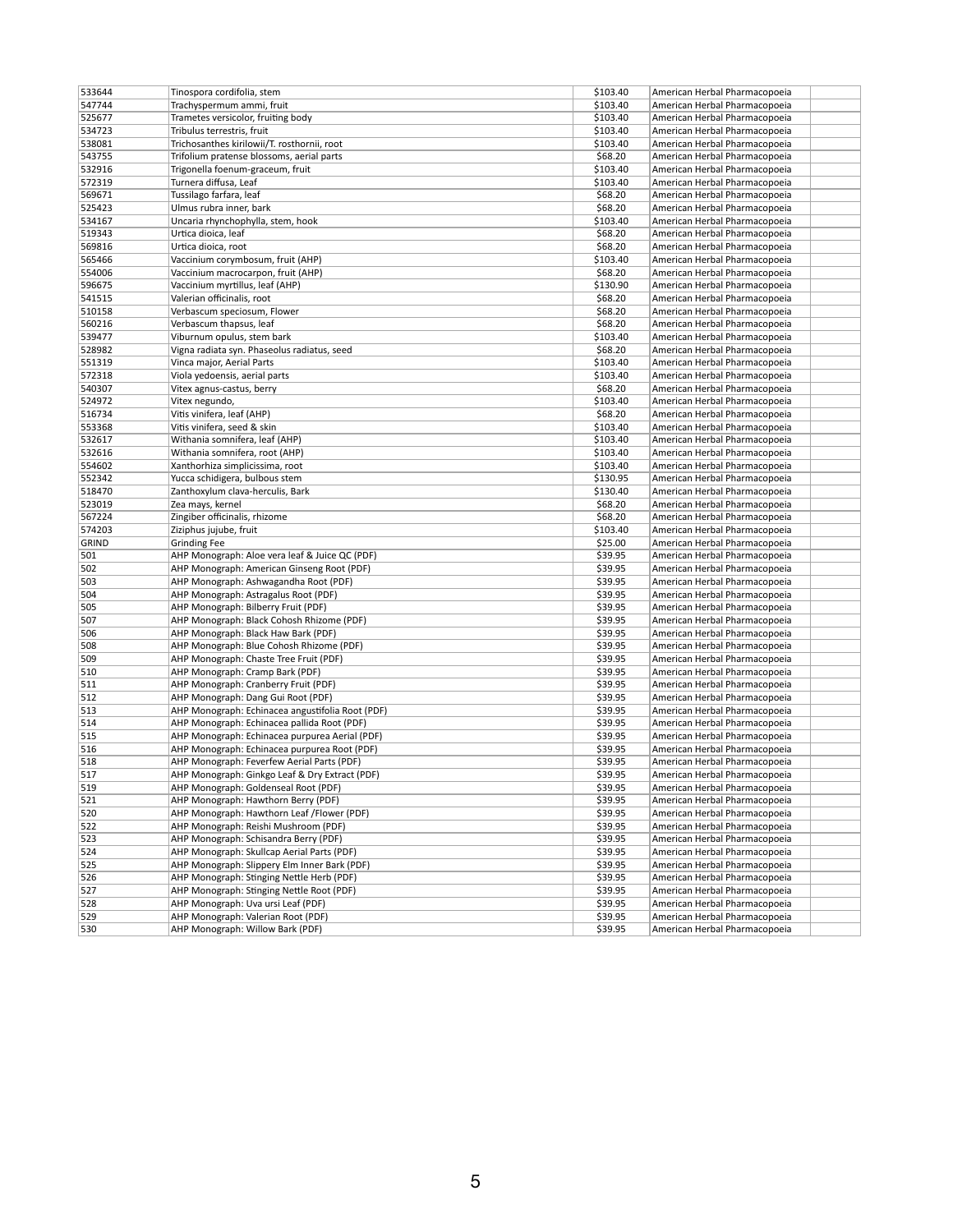| | | | | |
|---|---|---|---|---|
| 533644 | Tinospora cordifolia, stem | $103.40 | American Herbal Pharmacopoeia | |
| 547744 | Trachyspermum ammi, fruit | $103.40 | American Herbal Pharmacopoeia | |
| 525677 | Trametes versicolor, fruiting body | $103.40 | American Herbal Pharmacopoeia | |
| 534723 | Tribulus terrestris, fruit | $103.40 | American Herbal Pharmacopoeia | |
| 538081 | Trichosanthes kirilowii/T. rosthornii, root | $103.40 | American Herbal Pharmacopoeia | |
| 543755 | Trifolium pratense blossoms, aerial parts | $68.20 | American Herbal Pharmacopoeia | |
| 532916 | Trigonella foenum-graceum, fruit | $103.40 | American Herbal Pharmacopoeia | |
| 572319 | Turnera diffusa, Leaf | $103.40 | American Herbal Pharmacopoeia | |
| 569671 | Tussilago farfara, leaf | $68.20 | American Herbal Pharmacopoeia | |
| 525423 | Ulmus rubra inner, bark | $68.20 | American Herbal Pharmacopoeia | |
| 534167 | Uncaria rhynchophylla, stem, hook | $103.40 | American Herbal Pharmacopoeia | |
| 519343 | Urtica dioica, leaf | $68.20 | American Herbal Pharmacopoeia | |
| 569816 | Urtica dioica, root | $68.20 | American Herbal Pharmacopoeia | |
| 565466 | Vaccinium corymbosum, fruit (AHP) | $103.40 | American Herbal Pharmacopoeia | |
| 554006 | Vaccinium macrocarpon, fruit (AHP) | $68.20 | American Herbal Pharmacopoeia | |
| 596675 | Vaccinium myrtillus, leaf (AHP) | $130.90 | American Herbal Pharmacopoeia | |
| 541515 | Valerian officinalis, root | $68.20 | American Herbal Pharmacopoeia | |
| 510158 | Verbascum speciosum, Flower | $68.20 | American Herbal Pharmacopoeia | |
| 560216 | Verbascum thapsus, leaf | $68.20 | American Herbal Pharmacopoeia | |
| 539477 | Viburnum opulus, stem bark | $103.40 | American Herbal Pharmacopoeia | |
| 528982 | Vigna radiata syn. Phaseolus radiatus, seed | $68.20 | American Herbal Pharmacopoeia | |
| 551319 | Vinca major, Aerial Parts | $103.40 | American Herbal Pharmacopoeia | |
| 572318 | Viola yedoensis, aerial parts | $103.40 | American Herbal Pharmacopoeia | |
| 540307 | Vitex agnus-castus, berry | $68.20 | American Herbal Pharmacopoeia | |
| 524972 | Vitex negundo, | $103.40 | American Herbal Pharmacopoeia | |
| 516734 | Vitis vinifera, leaf (AHP) | $68.20 | American Herbal Pharmacopoeia | |
| 553368 | Vitis vinifera, seed & skin | $103.40 | American Herbal Pharmacopoeia | |
| 532617 | Withania somnifera, leaf (AHP) | $103.40 | American Herbal Pharmacopoeia | |
| 532616 | Withania somnifera, root (AHP) | $103.40 | American Herbal Pharmacopoeia | |
| 554602 | Xanthorhiza simplicissima, root | $103.40 | American Herbal Pharmacopoeia | |
| 552342 | Yucca schidigera, bulbous stem | $130.95 | American Herbal Pharmacopoeia | |
| 518470 | Zanthoxylum clava-herculis, Bark | $130.40 | American Herbal Pharmacopoeia | |
| 523019 | Zea mays, kernel | $68.20 | American Herbal Pharmacopoeia | |
| 567224 | Zingiber officinalis, rhizome | $68.20 | American Herbal Pharmacopoeia | |
| 574203 | Ziziphus jujube, fruit | $103.40 | American Herbal Pharmacopoeia | |
| GRIND | Grinding Fee | $25.00 | American Herbal Pharmacopoeia | |
| 501 | AHP Monograph: Aloe vera leaf & Juice QC (PDF) | $39.95 | American Herbal Pharmacopoeia | |
| 502 | AHP Monograph: American Ginseng Root (PDF) | $39.95 | American Herbal Pharmacopoeia | |
| 503 | AHP Monograph: Ashwagandha Root (PDF) | $39.95 | American Herbal Pharmacopoeia | |
| 504 | AHP Monograph: Astragalus Root (PDF) | $39.95 | American Herbal Pharmacopoeia | |
| 505 | AHP Monograph: Bilberry Fruit (PDF) | $39.95 | American Herbal Pharmacopoeia | |
| 507 | AHP Monograph: Black Cohosh Rhizome (PDF) | $39.95 | American Herbal Pharmacopoeia | |
| 506 | AHP Monograph: Black Haw Bark (PDF) | $39.95 | American Herbal Pharmacopoeia | |
| 508 | AHP Monograph: Blue Cohosh Rhizome (PDF) | $39.95 | American Herbal Pharmacopoeia | |
| 509 | AHP Monograph: Chaste Tree Fruit (PDF) | $39.95 | American Herbal Pharmacopoeia | |
| 510 | AHP Monograph: Cramp Bark (PDF) | $39.95 | American Herbal Pharmacopoeia | |
| 511 | AHP Monograph: Cranberry Fruit (PDF) | $39.95 | American Herbal Pharmacopoeia | |
| 512 | AHP Monograph: Dang Gui Root (PDF) | $39.95 | American Herbal Pharmacopoeia | |
| 513 | AHP Monograph: Echinacea angustifolia Root (PDF) | $39.95 | American Herbal Pharmacopoeia | |
| 514 | AHP Monograph: Echinacea pallida Root (PDF) | $39.95 | American Herbal Pharmacopoeia | |
| 515 | AHP Monograph: Echinacea purpurea Aerial (PDF) | $39.95 | American Herbal Pharmacopoeia | |
| 516 | AHP Monograph: Echinacea purpurea Root (PDF) | $39.95 | American Herbal Pharmacopoeia | |
| 518 | AHP Monograph: Feverfew Aerial Parts (PDF) | $39.95 | American Herbal Pharmacopoeia | |
| 517 | AHP Monograph: Ginkgo Leaf & Dry Extract (PDF) | $39.95 | American Herbal Pharmacopoeia | |
| 519 | AHP Monograph: Goldenseal Root (PDF) | $39.95 | American Herbal Pharmacopoeia | |
| 521 | AHP Monograph: Hawthorn Berry (PDF) | $39.95 | American Herbal Pharmacopoeia | |
| 520 | AHP Monograph: Hawthorn Leaf /Flower (PDF) | $39.95 | American Herbal Pharmacopoeia | |
| 522 | AHP Monograph: Reishi Mushroom (PDF) | $39.95 | American Herbal Pharmacopoeia | |
| 523 | AHP Monograph: Schisandra Berry (PDF) | $39.95 | American Herbal Pharmacopoeia | |
| 524 | AHP Monograph: Skullcap Aerial Parts (PDF) | $39.95 | American Herbal Pharmacopoeia | |
| 525 | AHP Monograph: Slippery Elm Inner Bark (PDF) | $39.95 | American Herbal Pharmacopoeia | |
| 526 | AHP Monograph: Stinging Nettle Herb (PDF) | $39.95 | American Herbal Pharmacopoeia | |
| 527 | AHP Monograph: Stinging Nettle Root (PDF) | $39.95 | American Herbal Pharmacopoeia | |
| 528 | AHP Monograph: Uva ursi Leaf (PDF) | $39.95 | American Herbal Pharmacopoeia | |
| 529 | AHP Monograph: Valerian Root (PDF) | $39.95 | American Herbal Pharmacopoeia | |
| 530 | AHP Monograph: Willow Bark (PDF) | $39.95 | American Herbal Pharmacopoeia | |